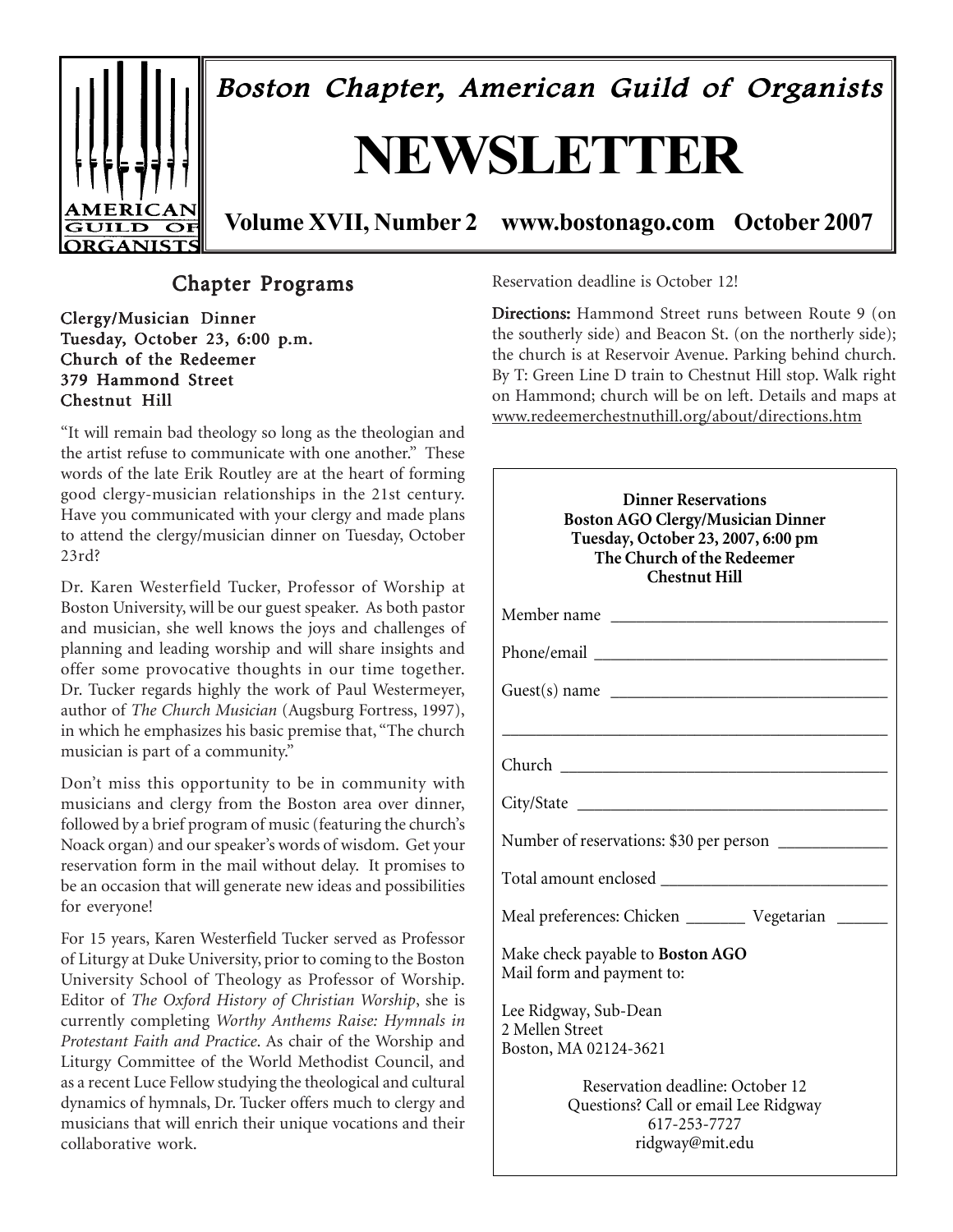# Boston Chapter, American Guild of Organists

# NEWSLETTER

**Volume XVII, Number 2 www.bostonago.com October 2007**

## Chapter Programs

**Clergy/Musician Dinner**
**Tuesday, October 23, 6:00 p.m.**
**Church of the Redeemer**
**379 Hammond Street**
**Chestnut Hill**

"It will remain bad theology so long as the theologian and the artist refuse to communicate with one another." These words of the late Erik Routley are at the heart of forming good clergy-musician relationships in the 21st century. Have you communicated with your clergy and made plans to attend the clergy/musician dinner on Tuesday, October 23rd?

Dr. Karen Westerfield Tucker, Professor of Worship at Boston University, will be our guest speaker. As both pastor and musician, she well knows the joys and challenges of planning and leading worship and will share insights and offer some provocative thoughts in our time together. Dr. Tucker regards highly the work of Paul Westermeyer, author of *The Church Musician* (Augsburg Fortress, 1997), in which he emphasizes his basic premise that, "The church musician is part of a community."

Don't miss this opportunity to be in community with musicians and clergy from the Boston area over dinner, followed by a brief program of music (featuring the church's Noack organ) and our speaker's words of wisdom. Get your reservation form in the mail without delay. It promises to be an occasion that will generate new ideas and possibilities for everyone!

For 15 years, Karen Westerfield Tucker served as Professor of Liturgy at Duke University, prior to coming to the Boston University School of Theology as Professor of Worship. Editor of *The Oxford History of Christian Worship*, she is currently completing *Worthy Anthems Raise: Hymnals in Protestant Faith and Practice*. As chair of the Worship and Liturgy Committee of the World Methodist Council, and as a recent Luce Fellow studying the theological and cultural dynamics of hymnals, Dr. Tucker offers much to clergy and musicians that will enrich their unique vocations and their collaborative work.

Reservation deadline is October 12!

**Directions:** Hammond Street runs between Route 9 (on the southerly side) and Beacon St. (on the northerly side); the church is at Reservoir Avenue. Parking behind church. By T: Green Line D train to Chestnut Hill stop. Walk right on Hammond; church will be on left. Details and maps at www.redeemerchestnuthill.org/about/directions.htm

---

**Dinner Reservations**
**Boston AGO Clergy/Musician Dinner**
**Tuesday, October 23, 2007, 6:00 pm**
**The Church of the Redeemer**
**Chestnut Hill**

Member name ______________________________

Phone/email ______________________________

Guest(s) name ______________________________

______________________________

Church ______________________________

City/State ______________________________

Number of reservations: $30 per person ____________

Total amount enclosed ______________________________

Meal preferences: Chicken _______ Vegetarian ______

Make check payable to **Boston AGO**
Mail form and payment to:

Lee Ridgway, Sub-Dean
2 Mellen Street
Boston, MA 02124-3621

Reservation deadline: October 12
Questions? Call or email Lee Ridgway
617-253-7727
ridgway@mit.edu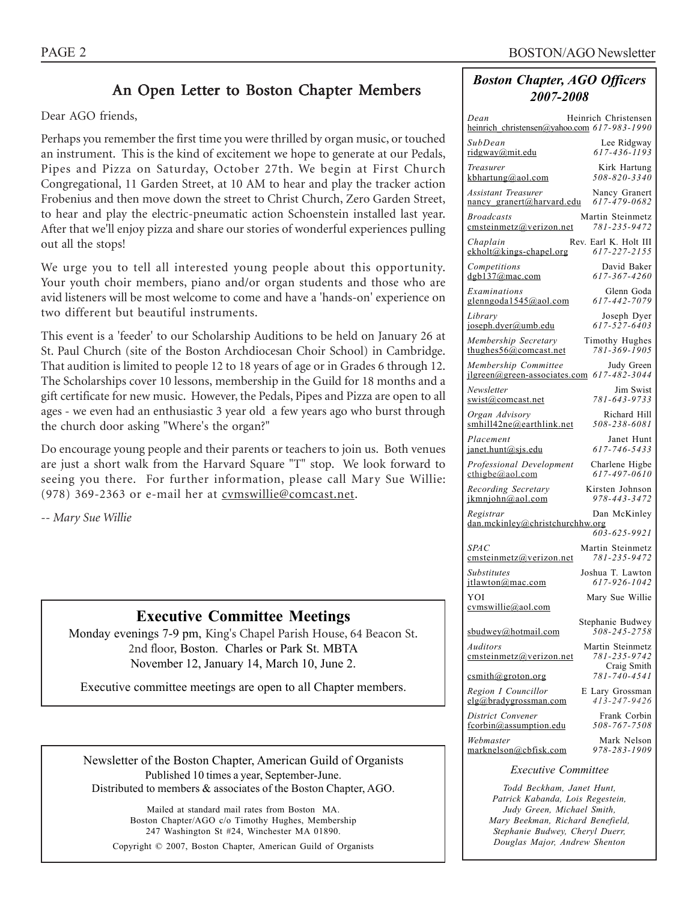## An Open Letter to Boston Chapter Members

Dear AGO friends,

Perhaps you remember the first time you were thrilled by organ music, or touched an instrument. This is the kind of excitement we hope to generate at our Pedals, Pipes and Pizza on Saturday, October 27th. We begin at First Church Congregational, 11 Garden Street, at 10 AM to hear and play the tracker action Frobenius and then move down the street to Christ Church, Zero Garden Street, to hear and play the electric-pneumatic action Schoenstein installed last year. After that we'll enjoy pizza and share our stories of wonderful experiences pulling out all the stops!

We urge you to tell all interested young people about this opportunity. Your youth choir members, piano and/or organ students and those who are avid listeners will be most welcome to come and have a 'hands-on' experience on two different but beautiful instruments.

This event is a 'feeder' to our Scholarship Auditions to be held on January 26 at St. Paul Church (site of the Boston Archdiocesan Choir School) in Cambridge. That audition is limited to people 12 to 18 years of age or in Grades 6 through 12. The Scholarships cover 10 lessons, membership in the Guild for 18 months and a gift certificate for new music. However, the Pedals, Pipes and Pizza are open to all ages - we even had an enthusiastic 3 year old a few years ago who burst through the church door asking "Where's the organ?"

Do encourage young people and their parents or teachers to join us. Both venues are just a short walk from the Harvard Square "T" stop. We look forward to seeing you there. For further information, please call Mary Sue Willie: (978) 369-2363 or e-mail her at cvmswillie@comcast.net.

*-- Mary Sue Willie*

## Executive Committee Meetings

Monday evenings 7-9 pm, King's Chapel Parish House, 64 Beacon St. 2nd floor, Boston. Charles or Park St. MBTA
November 12, January 14, March 10, June 2.

Executive committee meetings are open to all Chapter members.

---

Newsletter of the Boston Chapter, American Guild of Organists
Published 10 times a year, September-June.
Distributed to members & associates of the Boston Chapter, AGO.

Mailed at standard mail rates from Boston MA.
Boston Chapter/AGO c/o Timothy Hughes, Membership
247 Washington St #24, Winchester MA 01890.

Copyright © 2007, Boston Chapter, American Guild of Organists

---

### *Boston Chapter, AGO Officers 2007-2008*

| Position | Name | Email | Phone |
|---|---|---|---|
| *Dean* | Heinrich Christensen | heinrich_christensen@yahoo.com | *617-983-1990* |
| *SubDean* | Lee Ridgway | ridgway@mit.edu | *617-436-1193* |
| *Treasurer* | Kirk Hartung | kbhartung@aol.com | *508-820-3340* |
| *Assistant Treasurer* | Nancy Granert | nancy_granert@harvard.edu | *617-479-0682* |
| *Broadcasts* | Martin Steinmetz | cmsteinmetz@verizon.net | *781-235-9472* |
| *Chaplain* | Rev. Earl K. Holt III | ekholt@kings-chapel.org | *617-227-2155* |
| *Competitions* | David Baker | dgb137@mac.com | *617-367-4260* |
| *Examinations* | Glenn Goda | glenngoda1545@aol.com | *617-442-7079* |
| *Library* | Joseph Dyer | joseph.dyer@umb.edu | *617-527-6403* |
| *Membership Secretary* | Timothy Hughes | thughes56@comcast.net | *781-369-1905* |
| *Membership Committee* | Judy Green | jlgreen@green-associates.com | *617-482-3044* |
| *Newsletter* | Jim Swist | swist@comcast.net | *781-643-9733* |
| *Organ Advisory* | Richard Hill | smhill42ne@earthlink.net | *508-238-6081* |
| *Placement* | Janet Hunt | janet.hunt@sjs.edu | *617-746-5433* |
| *Professional Development* | Charlene Higbe | cthigbe@aol.com | *617-497-0610* |
| *Recording Secretary* | Kirsten Johnson | jkmnjohn@aol.com | *978-443-3472* |
| *Registrar* | Dan McKinley | dan.mckinley@christchurchhw.org | *603-625-9921* |
| *SPAC* | Martin Steinmetz | cmsteinmetz@verizon.net | *781-235-9472* |
| *Substitutes* | Joshua T. Lawton | jtlawton@mac.com | *617-926-1042* |
| YOI | Mary Sue Willie | cvmswillie@aol.com | |
| | Stephanie Budwey | sbudwey@hotmail.com | *508-245-2758* |
| *Auditors* | Martin Steinmetz | cmsteinmetz@verizon.net | *781-235-9742* |
| | Craig Smith | csmith@groton.org | *781-740-4541* |
| *Region I Councillor* | E Lary Grossman | elg@bradygrossman.com | *413-247-9426* |
| *District Convener* | Frank Corbin | fcorbin@assumption.edu | *508-767-7508* |
| *Webmaster* | Mark Nelson | marknelson@cbfisk.com | *978-283-1909* |

#### *Executive Committee*

*Todd Beckham, Janet Hunt, Patrick Kabanda, Lois Regestein, Judy Green, Michael Smith, Mary Beekman, Richard Benefield, Stephanie Budwey, Cheryl Duerr, Douglas Major, Andrew Shenton*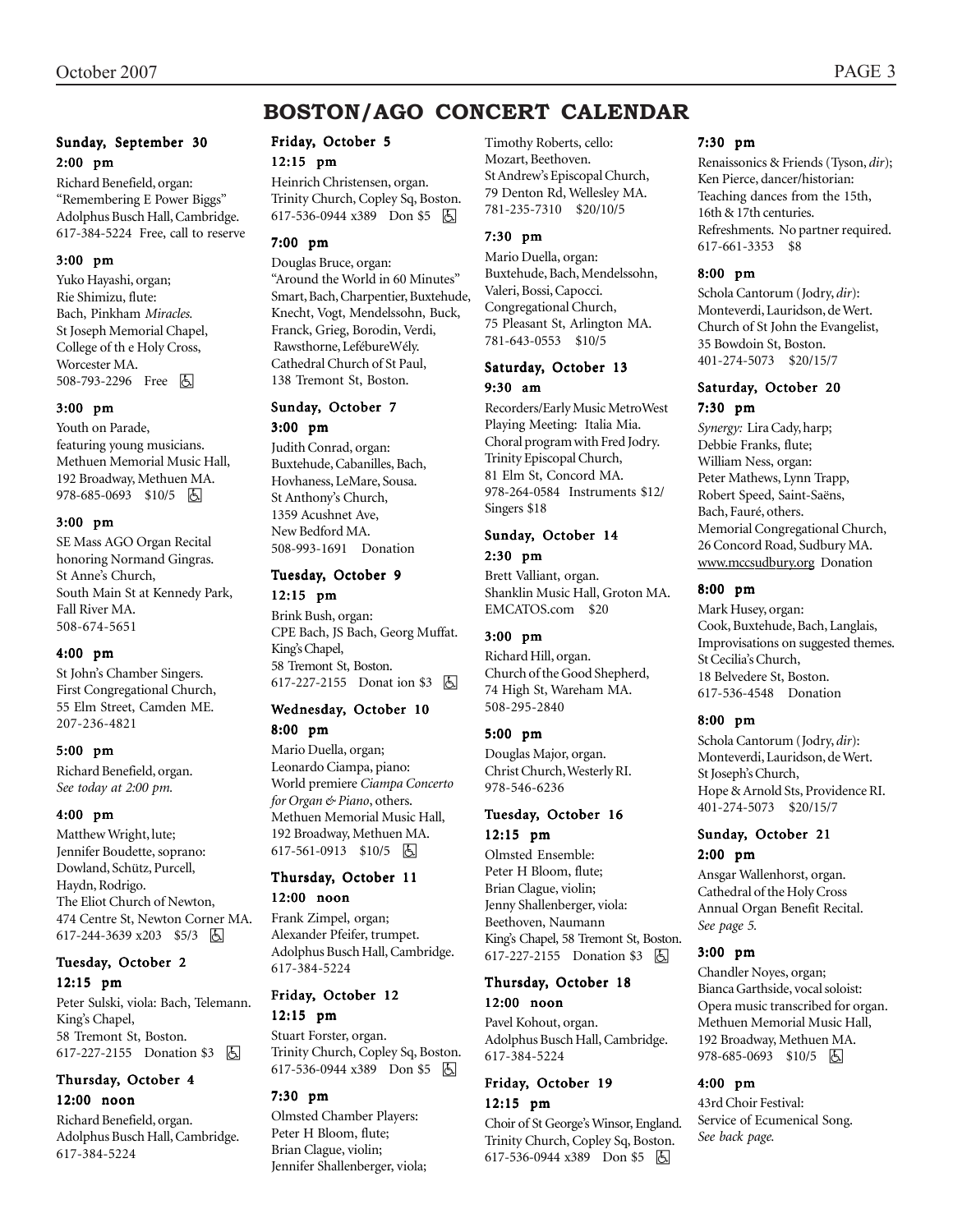# BOSTON/AGO CONCERT CALENDAR

### Sunday, September 30

**2:00 pm**

Richard Benefield, organ:
"Remembering E Power Biggs"
Adolphus Busch Hall, Cambridge.
617-384-5224 Free, call to reserve

**3:00 pm**

Yuko Hayashi, organ;
Rie Shimizu, flute:
Bach, Pinkham *Miracles.*
St Joseph Memorial Chapel,
College of th e Holy Cross,
Worcester MA.
508-793-2296 Free ♿

**3:00 pm**

Youth on Parade,
featuring young musicians.
Methuen Memorial Music Hall,
192 Broadway, Methuen MA.
978-685-0693 $10/5 ♿

**3:00 pm**

SE Mass AGO Organ Recital
honoring Normand Gingras.
St Anne's Church,
South Main St at Kennedy Park,
Fall River MA.
508-674-5651

**4:00 pm**

St John's Chamber Singers.
First Congregational Church,
55 Elm Street, Camden ME.
207-236-4821

**5:00 pm**

Richard Benefield, organ.
*See today at 2:00 pm.*

**4:00 pm**

Matthew Wright, lute;
Jennifer Boudette, soprano:
Dowland, Schütz, Purcell,
Haydn, Rodrigo.
The Eliot Church of Newton,
474 Centre St, Newton Corner MA.
617-244-3639 x203 $5/3 ♿

### Tuesday, October 2

**12:15 pm**

Peter Sulski, viola: Bach, Telemann.
King's Chapel,
58 Tremont St, Boston.
617-227-2155 Donation $3 ♿

### Thursday, October 4

**12:00 noon**

Richard Benefield, organ.
Adolphus Busch Hall, Cambridge.
617-384-5224

### Friday, October 5

**12:15 pm**

Heinrich Christensen, organ.
Trinity Church, Copley Sq, Boston.
617-536-0944 x389 Don $5 ♿

**7:00 pm**

Douglas Bruce, organ:
"Around the World in 60 Minutes"
Smart, Bach, Charpentier, Buxtehude,
Knecht, Vogt, Mendelssohn, Buck,
Franck, Grieg, Borodin, Verdi,
Rawsthorne, LeféburWély.
Cathedral Church of St Paul,
138 Tremont St, Boston.

### Sunday, October 7

**3:00 pm**

Judith Conrad, organ:
Buxtehude, Cabanilles, Bach,
Hovhaness, LeMare, Sousa.
St Anthony's Church,
1359 Acushnet Ave,
New Bedford MA.
508-993-1691 Donation

### Tuesday, October 9

**12:15 pm**

Brink Bush, organ:
CPE Bach, JS Bach, Georg Muffat.
King's Chapel,
58 Tremont St, Boston.
617-227-2155 Donat ion $3 ♿

### Wednesday, October 10

**8:00 pm**

Mario Duella, organ;
Leonardo Ciampa, piano:
World premiere *Ciampa Concerto for Organ & Piano*, others.
Methuen Memorial Music Hall,
192 Broadway, Methuen MA.
617-561-0913 $10/5 ♿

### Thursday, October 11

**12:00 noon**

Frank Zimpel, organ;
Alexander Pfeifer, trumpet.
Adolphus Busch Hall, Cambridge.
617-384-5224

### Friday, October 12

**12:15 pm**

Stuart Forster, organ.
Trinity Church, Copley Sq, Boston.
617-536-0944 x389 Don $5 ♿

**7:30 pm**

Olmsted Chamber Players:
Peter H Bloom, flute;
Brian Clague, violin;
Jennifer Shallenberger, viola;
Timothy Roberts, cello:
Mozart, Beethoven.
St Andrew's Episcopal Church,
79 Denton Rd, Wellesley MA.
781-235-7310 $20/10/5

**7:30 pm**

Mario Duella, organ:
Buxtehude, Bach, Mendelssohn,
Valeri, Bossi, Capocci.
Congregational Church,
75 Pleasant St, Arlington MA.
781-643-0553 $10/5

### Saturday, October 13

**9:30 am**

Recorders/Early Music MetroWest
Playing Meeting: Italia Mia.
Choral program with Fred Jodry.
Trinity Episcopal Church,
81 Elm St, Concord MA.
978-264-0584 Instruments $12/
Singers $18

### Sunday, October 14

**2:30 pm**

Brett Valliant, organ.
Shanklin Music Hall, Groton MA.
EMCATOS.com $20

**3:00 pm**

Richard Hill, organ.
Church of the Good Shepherd,
74 High St, Wareham MA.
508-295-2840

**5:00 pm**

Douglas Major, organ.
Christ Church, Westerly RI.
978-546-6236

### Tuesday, October 16

**12:15 pm**

Olmsted Ensemble:
Peter H Bloom, flute;
Brian Clague, violin;
Jenny Shallenberger, viola:
Beethoven, Naumann
King's Chapel, 58 Tremont St, Boston.
617-227-2155 Donation $3 ♿

### Thursday, October 18

**12:00 noon**

Pavel Kohout, organ.
Adolphus Busch Hall, Cambridge.
617-384-5224

### Friday, October 19

**12:15 pm**

Choir of St George's Winsor, England.
Trinity Church, Copley Sq, Boston.
617-536-0944 x389 Don $5 ♿

**7:30 pm**

Renaissonics & Friends (Tyson, *dir*);
Ken Pierce, dancer/historian:
Teaching dances from the 15th,
16th & 17th centuries.
Refreshments. No partner required.
617-661-3353 $8

**8:00 pm**

Schola Cantorum (Jodry, *dir*):
Monteverdi, Lauridson, de Wert.
Church of St John the Evangelist,
35 Bowdoin St, Boston.
401-274-5073 $20/15/7

### Saturday, October 20

**7:30 pm**

*Synergy:* Lira Cady, harp;
Debbie Franks, flute;
William Ness, organ:
Peter Mathews, Lynn Trapp,
Robert Speed, Saint-Saëns,
Bach, Fauré, others.
Memorial Congregational Church,
26 Concord Road, Sudbury MA.
www.mccsudbury.org Donation

**8:00 pm**

Mark Husey, organ:
Cook, Buxtehude, Bach, Langlais,
Improvisations on suggested themes.
St Cecilia's Church,
18 Belvedere St, Boston.
617-536-4548 Donation

**8:00 pm**

Schola Cantorum (Jodry, *dir*):
Monteverdi, Lauridson, de Wert.
St Joseph's Church,
Hope & Arnold Sts, Providence RI.
401-274-5073 $20/15/7

### Sunday, October 21

**2:00 pm**

Ansgar Wallenhorst, organ.
Cathedral of the Holy Cross
Annual Organ Benefit Recital.
*See page 5.*

**3:00 pm**

Chandler Noyes, organ;
Bianca Garthside, vocal soloist:
Opera music transcribed for organ.
Methuen Memorial Music Hall,
192 Broadway, Methuen MA.
978-685-0693 $10/5 ♿

**4:00 pm**

43rd Choir Festival:
Service of Ecumenical Song.
*See back page.*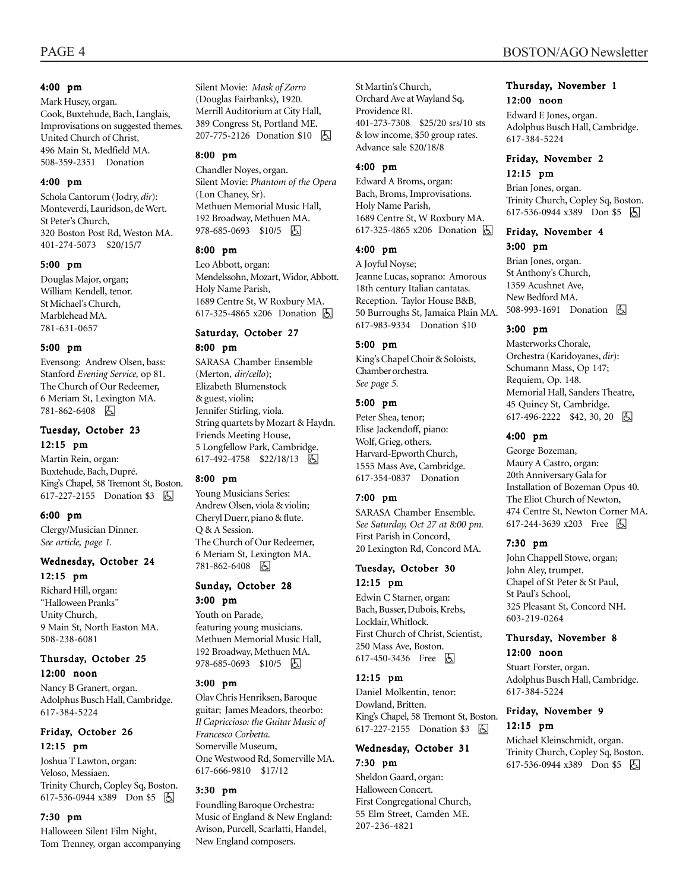**4:00 pm**

Mark Husey, organ.
Cook, Buxtehude, Bach, Langlais, Improvisations on suggested themes.
United Church of Christ,
496 Main St, Medfield MA.
508-359-2351 Donation

**4:00 pm**

Schola Cantorum (Jodry, *dir*):
Monteverdi, Lauridson, de Wert.
St Peter's Church,
320 Boston Post Rd, Weston MA.
401-274-5073 $20/15/7

**5:00 pm**

Douglas Major, organ;
William Kendell, tenor.
St Michael's Church,
Marblehead MA.
781-631-0657

**5:00 pm**

Evensong: Andrew Olsen, bass:
Stanford *Evening Service,* op 81.
The Church of Our Redeemer,
6 Meriam St, Lexington MA.
781-862-6408 ♿

### Tuesday, October 23

**12:15 pm**

Martin Rein, organ:
Buxtehude, Bach, Dupré.
King's Chapel, 58 Tremont St, Boston.
617-227-2155 Donation $3 ♿

**6:00 pm**

Clergy/Musician Dinner.
*See article, page 1.*

### Wednesday, October 24

**12:15 pm**

Richard Hill, organ:
"Halloween Pranks"
Unity Church,
9 Main St, North Easton MA.
508-238-6081

### Thursday, October 25

**12:00 noon**

Nancy B Granert, organ.
Adolphus Busch Hall, Cambridge.
617-384-5224

### Friday, October 26

**12:15 pm**

Joshua T Lawton, organ:
Veloso, Messiaen.
Trinity Church, Copley Sq, Boston.
617-536-0944 x389 Don $5 ♿

**7:30 pm**

Halloween Silent Film Night,
Tom Trenney, organ accompanying Silent Movie: *Mask of Zorro* (Douglas Fairbanks), 1920.
Merrill Auditorium at City Hall,
389 Congress St, Portland ME.
207-775-2126 Donation $10 ♿

**8:00 pm**

Chandler Noyes, organ.
Silent Movie: *Phantom of the Opera* (Lon Chaney, Sr).
Methuen Memorial Music Hall,
192 Broadway, Methuen MA.
978-685-0693 $10/5 ♿

**8:00 pm**

Leo Abbott, organ:
Mendelssohn, Mozart, Widor, Abbott.
Holy Name Parish,
1689 Centre St, W Roxbury MA.
617-325-4865 x206 Donation ♿

### Saturday, October 27

**8:00 pm**

SARASA Chamber Ensemble
(Merton, *dir/cello*);
Elizabeth Blumenstock
& guest, violin;
Jennifer Stirling, viola.
String quartets by Mozart & Haydn.
Friends Meeting House,
5 Longfellow Park, Cambridge.
617-492-4758 $22/18/13 ♿

**8:00 pm**

Young Musicians Series:
Andrew Olsen, viola & violin;
Cheryl Duerr, piano & flute.
Q & A Session.
The Church of Our Redeemer,
6 Meriam St, Lexington MA.
781-862-6408 ♿

### Sunday, October 28

**3:00 pm**

Youth on Parade,
featuring young musicians.
Methuen Memorial Music Hall,
192 Broadway, Methuen MA.
978-685-0693 $10/5 ♿

**3:00 pm**

Olav Chris Henriksen, Baroque guitar; James Meadors, theorbo:
*Il Capriccioso: the Guitar Music of Francesco Corbetta.*
Somerville Museum,
One Westwood Rd, Somerville MA.
617-666-9810 $17/12

**3:30 pm**

Foundling Baroque Orchestra:
Music of England & New England:
Avison, Purcell, Scarlatti, Handel,
New England composers.
St Martin's Church,
Orchard Ave at Wayland Sq,
Providence RI.
401-273-7308 $25/20 srs/10 sts
& low income, $50 group rates.
Advance sale $20/18/8

**4:00 pm**

Edward A Broms, organ:
Bach, Broms, Improvisations.
Holy Name Parish,
1689 Centre St, W Roxbury MA.
617-325-4865 x206 Donation ♿

**4:00 pm**

A Joyful Noyse;
Jeanne Lucas, soprano: Amorous 18th century Italian cantatas.
Reception. Taylor House B&B,
50 Burroughs St, Jamaica Plain MA.
617-983-9334 Donation $10

**5:00 pm**

King's Chapel Choir & Soloists,
Chamber orchestra.
*See page 5.*

**5:00 pm**

Peter Shea, tenor;
Elise Jackendoff, piano:
Wolf, Grieg, others.
Harvard-Epworth Church,
1555 Mass Ave, Cambridge.
617-354-0837 Donation

**7:00 pm**

SARASA Chamber Ensemble.
*See Saturday, Oct 27 at 8:00 pm.*
First Parish in Concord,
20 Lexington Rd, Concord MA.

### Tuesday, October 30

**12:15 pm**

Edwin C Starner, organ:
Bach, Busser, Dubois, Krebs,
Locklair, Whitlock.
First Church of Christ, Scientist,
250 Mass Ave, Boston.
617-450-3436 Free ♿

**12:15 pm**

Daniel Molkentin, tenor:
Dowland, Britten.
King's Chapel, 58 Tremont St, Boston.
617-227-2155 Donation $3 ♿

### Wednesday, October 31

**7:30 pm**

Sheldon Gaard, organ:
Halloween Concert.
First Congregational Church,
55 Elm Street, Camden ME.
207-236-4821

### Thursday, November 1

**12:00 noon**

Edward E Jones, organ.
Adolphus Busch Hall, Cambridge.
617-384-5224

### Friday, November 2

**12:15 pm**

Brian Jones, organ.
Trinity Church, Copley Sq, Boston.
617-536-0944 x389 Don $5 ♿

### Friday, November 4

**3:00 pm**

Brian Jones, organ.
St Anthony's Church,
1359 Acushnet Ave,
New Bedford MA.
508-993-1691 Donation ♿

**3:00 pm**

Masterworks Chorale,
Orchestra (Karidoyanes, *dir*):
Schumann Mass, Op 147;
Requiem, Op. 148.
Memorial Hall, Sanders Theatre,
45 Quincy St, Cambridge.
617-496-2222 $42, 30, 20 ♿

**4:00 pm**

George Bozeman,
Maury A Castro, organ:
20th Anniversary Gala for
Installation of Bozeman Opus 40.
The Eliot Church of Newton,
474 Centre St, Newton Corner MA.
617-244-3639 x203 Free ♿

**7:30 pm**

John Chappell Stowe, organ;
John Aley, trumpet.
Chapel of St Peter & St Paul,
St Paul's School,
325 Pleasant St, Concord NH.
603-219-0264

### Thursday, November 8

**12:00 noon**

Stuart Forster, organ.
Adolphus Busch Hall, Cambridge.
617-384-5224

### Friday, November 9

**12:15 pm**

Michael Kleinschmidt, organ.
Trinity Church, Copley Sq, Boston.
617-536-0944 x389 Don $5 ♿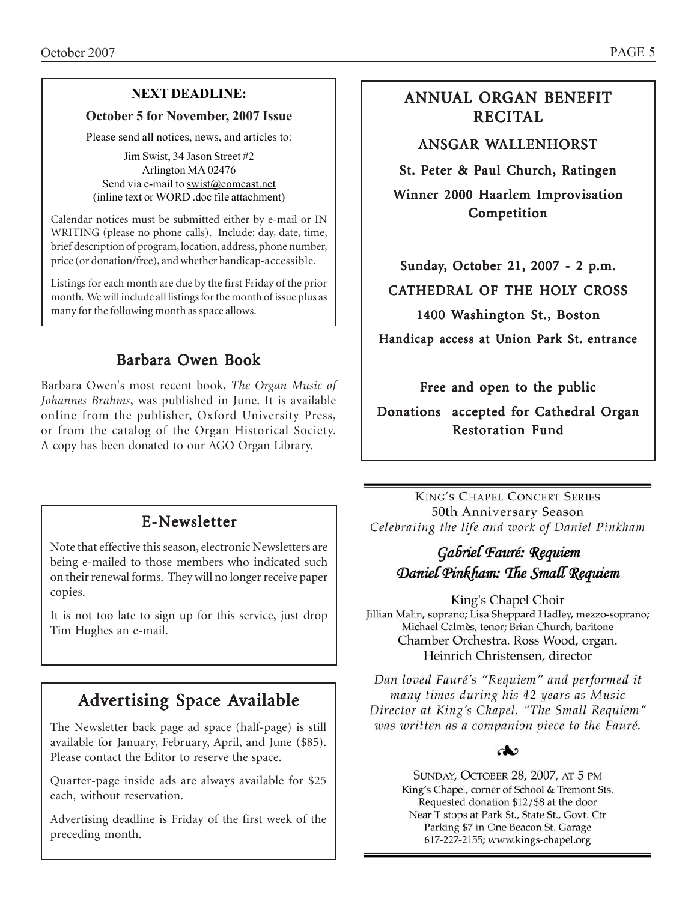**NEXT DEADLINE:**

**October 5 for November, 2007 Issue**

Please send all notices, news, and articles to:

Jim Swist, 34 Jason Street #2
Arlington MA 02476
Send via e-mail to swist@comcast.net
(inline text or WORD .doc file attachment)

Calendar notices must be submitted either by e-mail or IN WRITING (please no phone calls). Include: day, date, time, brief description of program, location, address, phone number, price (or donation/free), and whether handicap-accessible.

Listings for each month are due by the first Friday of the prior month. We will include all listings for the month of issue plus as many for the following month as space allows.

## Barbara Owen Book

Barbara Owen's most recent book, *The Organ Music of Johannes Brahms*, was published in June. It is available online from the publisher, Oxford University Press, or from the catalog of the Organ Historical Society. A copy has been donated to our AGO Organ Library.

## E-Newsletter

Note that effective this season, electronic Newsletters are being e-mailed to those members who indicated such on their renewal forms. They will no longer receive paper copies.

It is not too late to sign up for this service, just drop Tim Hughes an e-mail.

## Advertising Space Available

The Newsletter back page ad space (half-page) is still available for January, February, April, and June ($85). Please contact the Editor to reserve the space.

Quarter-page inside ads are always available for $25 each, without reservation.

Advertising deadline is Friday of the first week of the preceding month.

## ANNUAL ORGAN BENEFIT RECITAL

ANSGAR WALLENHORST

St. Peter & Paul Church, Ratingen

Winner 2000 Haarlem Improvisation Competition

Sunday, October 21, 2007 - 2 p.m.

CATHEDRAL OF THE HOLY CROSS

1400 Washington St., Boston

Handicap access at Union Park St. entrance

Free and open to the public

Donations accepted for Cathedral Organ Restoration Fund

---

KING'S CHAPEL CONCERT SERIES
50th Anniversary Season
*Celebrating the life and work of Daniel Pinkham*

***Gabriel Fauré: Requiem***
***Daniel Pinkham: The Small Requiem***

King's Chapel Choir
Jillian Malin, soprano; Lisa Sheppard Hadley, mezzo-soprano; Michael Calmès, tenor; Brian Church, baritone
Chamber Orchestra. Ross Wood, organ.
Heinrich Christensen, director

*Dan loved Fauré's "Requiem" and performed it many times during his 42 years as Music Director at King's Chapel. "The Small Requiem" was written as a companion piece to the Fauré.*

SUNDAY, OCTOBER 28, 2007, AT 5 PM
King's Chapel, corner of School & Tremont Sts.
Requested donation $12/$8 at the door
Near T stops at Park St., State St., Govt. Ctr
Parking $7 in One Beacon St. Garage
617-227-2155; www.kings-chapel.org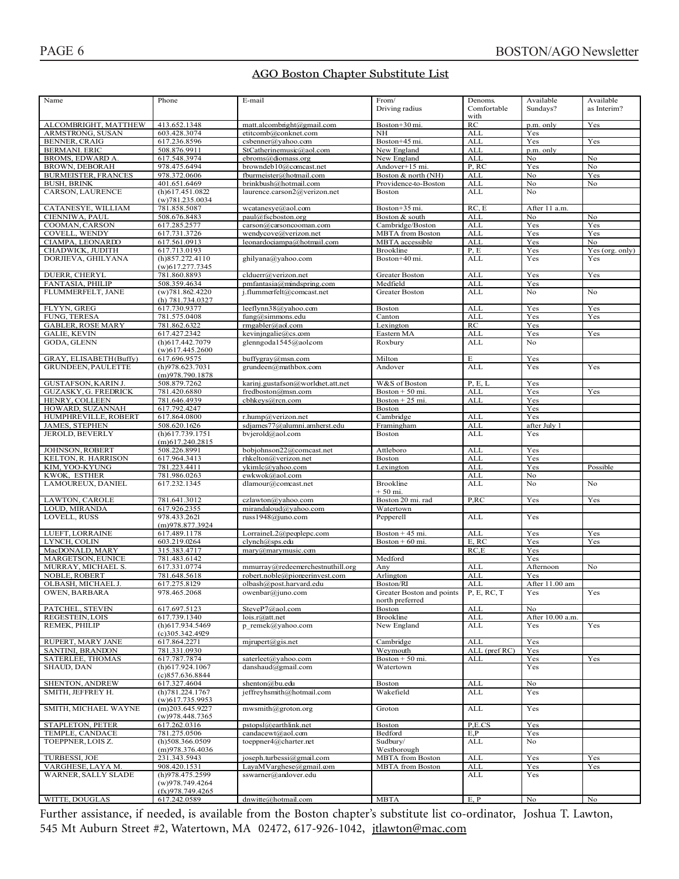## AGO Boston Chapter Substitute List

| Name | Phone | E-mail | From/ Driving radius | Denoms. Comfortable with | Available Sundays? | Available as Interim? |
|---|---|---|---|---|---|---|
| ALCOMBRIGHT, MATTHEW | 413.652.1348 | matt.alcombright@gmail.com | Boston+30 mi. | RC | p.m. only | Yes |
| ARMSTRONG, SUSAN | 603.428.3074 | etitcomb@conknet.com | NH | ALL | Yes | |
| BENNER, CRAIG | 617.236.8596 | csbenner@yahoo.com | Boston+45 mi. | ALL | Yes | Yes |
| BERMANI, ERIC | 508.876.9911 | StCatherinemusic@aol.com | New England | ALL | p.m. only | |
| BROMS, EDWARD A. | 617.548.3974 | ebroms@diomass.org | New England | ALL | No | No |
| BROWN, DEBORAH | 978.475.6494 | browndeb10@comcast.net | Andover+15 mi. | P, RC | Yes | No |
| BURMEISTER, FRANCES | 978.372.0606 | fburmeister@hotmail.com | Boston & north (NH) | ALL | No | Yes |
| BUSH, BRINK | 401.651.6469 | brinkbush@hotmail.com | Providence-to-Boston | ALL | No | No |
| CARSON, LAURENCE | (h)617.451.0822 (w)781.235.0034 | laurence.carson2@verizon.net | Boston | ALL | No | |
| CATANESYE, WILLIAM | 781.858.5087 | wcatanesye@aol.com | Boston+35 mi. | RC, E | After 11 a.m. | |
| CIENNIWA, PAUL | 508.676.8483 | paul@fscboston.org | Boston & south | ALL | No | No |
| COOMAN, CARSON | 617.285.2577 | carson@carsoncooman.com | Cambridge/Boston | ALL | Yes | Yes |
| COVELL, WENDY | 617.731.3726 | wendycove@verizon.net | MBTA from Boston | ALL | Yes | Yes |
| CIAMPA, LEONARDO | 617.561.0913 | leonardociampa@hotmail.com | MBTA accessible | ALL | Yes | No |
| CHADWICK, JUDITH | 617.713.0193 | | Brookline | P, E | Yes | Yes (org. only) |
| DORJIEVA, GHILYANA | (h)857.272.4110 (w)617.277.7345 | ghilyana@yahoo.com | Boston+40 mi. | ALL | Yes | Yes |
| DUERR, CHERYL | 781.860.8893 | clduerr@verizon.net | Greater Boston | ALL | Yes | Yes |
| FANTASIA, PHILIP | 508.359.4634 | pmfantasia@mindspring.com | Medfield | ALL | Yes | |
| FLUMMERFELT, JANE | (w)781.862.4220 (h) 781.734.0327 | j.flummerfelt@comcast.net | Greater Boston | ALL | No | No |
| FLYYN, GREG | 617.730.9377 | leeflynn38@yahoo.com | Boston | ALL | Yes | Yes |
| FUNG, TERESA | 781.575.0408 | fung@simmons.edu | Canton | ALL | Yes | Yes |
| GABLER, ROSE MARY | 781.862.6322 | rmgabler@aol.com | Lexington | RC | Yes | |
| GALIE, KEVIN | 617.427.2342 | kevinjngalie@cs.com | Eastern MA | ALL | Yes | Yes |
| GODA, GLENN | (h)617.442.7079 (w)617.445.2600 | glenngoda1545@aol.com | Roxbury | ALL | No | |
| GRAY, ELISABETH(Buffy) | 617.696.9575 | buffygray@msn.com | Milton | E | Yes | |
| GRUNDEEN, PAULETTE | (h)978.623.7031 (m)978.790.1878 | grundeen@mathbox.com | Andover | ALL | Yes | Yes |
| GUSTAFSON, KARIN J. | 508.879.7262 | karinj.gustafson@worldnet.att.net | W&S of Boston | P, E, L | Yes | |
| GUZASKY, G. FREDRICK | 781.420.6880 | fredboston@msn.com | Boston + 50 mi. | ALL | Yes | Yes |
| HENRY, COLLEEN | 781.646.4939 | cbhkeys@rcn.com | Boston + 25 mi. | ALL | Yes | |
| HOWARD, SUZANNAH | 617.792.4247 | | Boston | | Yes | |
| HUMPHREVILLE, ROBERT | 617.864.0800 | r.hump@verizon.net | Cambridge | ALL | Yes | |
| JAMES, STEPHEN | 508.620.1626 | sdjames77@alumni.amherst.edu | Framingham | ALL | after July 1 | |
| JEROLD, BEVERLY | (h)617.739.1751 (m)617.240.2815 | bvjerold@aol.com | Boston | ALL | Yes | |
| JOHNSON, ROBERT | 508.226.8991 | bobjohnson22@comcast.net | Attleboro | ALL | Yes | |
| KELTON, R. HARRISON | 617.964.3413 | rhkelton@verizon.net | Boston | ALL | Yes | |
| KIM, YOO-KYUNG | 781.223.4411 | ykimlc@yahoo.com | Lexington | ALL | Yes | Possible |
| KWOK, ESTHER | 781.986.0263 | ewkwok@aol.com | | ALL | No | |
| LAMOUREUX, DANIEL | 617.232.1345 | dlamour@comcast.net | Brookline + 50 mi. | ALL | No | No |
| LAWTON, CAROLE | 781.641.3012 | czlawton@yahoo.com | Boston 20 mi. rad | P,RC | Yes | Yes |
| LOUD, MIRANDA | 617.926.2355 | mirandaloud@yahoo.com | Watertown | | | |
| LOVELL, RUSS | 978.433.2621 (m)978.877.3924 | russ1948@juno.com | Pepperell | ALL | Yes | |
| LUEFT, LORRAINE | 617.489.1178 | LorraineL2@peoplepc.com | Boston + 45 mi. | ALL | Yes | Yes |
| LYNCH, COLIN | 603.219.0264 | clynch@sps.edu | Boston + 60 mi. | E, RC | Yes | Yes |
| MacDONALD, MARY | 315.383.4717 | mary@marymusic.com | | RC,E | Yes | |
| MARGETSON, EUNICE | 781.483.6142 | | Medford | | Yes | |
| MURRAY, MICHAEL S. | 617.331.0774 | mmurray@redeemerchestnuthill.org | Any | ALL | Afternoon | No |
| NOBLE, ROBERT | 781.648.5618 | robert.noble@pioneerinvest.com | Arlington | ALL | Yes | |
| OLBASH, MICHAEL J. | 617.275.8129 | olbash@post.harvard.edu | Boston/RI | ALL | After 11.00 am | |
| OWEN, BARBARA | 978.465.2068 | owenbar@juno.com | Greater Boston and points north preferred | P, E, RC, T | Yes | Yes |
| PATCHEL, STEVEN | 617.697.5123 | SteveP7@aol.com | Boston | ALL | No | |
| REGESTEIN, LOIS | 617.739.1340 | lois.r@att.net | Brookline | ALL | After 10.00 a.m. | |
| REMEK, PHILIP | (h)617.934.5469 (c)305.342.4929 | p_remek@yahoo.com | New England | ALL | Yes | Yes |
| RUPERT, MARY JANE | 617.864.2271 | mjrupert@gis.net | Cambridge | ALL | Yes | |
| SANTINI, BRANDON | 781.331.0930 | | Weymouth | ALL (pref RC) | Yes | |
| SATERLEE, THOMAS | 617.787.7874 | saterleet@yahoo.com | Boston + 50 mi. | ALL | Yes | Yes |
| SHAUD, DAN | (h)617.924.1067 (c)857.636.8844 | danshaud@gmail.com | Watertown | | Yes | |
| SHENTON, ANDREW | 617.327.4604 | shenton@bu.edu | Boston | ALL | No | |
| SMITH, JEFFREY H. | (h)781.224.1767 (w)617.735.9953 | jeffreyhsmith@hotmail.com | Wakefield | ALL | Yes | |
| SMITH, MICHAEL WAYNE | (m)203.645.9227 (w)978.448.7365 | mwsmith@groton.org | Groton | ALL | Yes | |
| STAPLETON, PETER | 617.262.0316 | pstopsl@earthlink.net | Boston | P,E.CS | Yes | |
| TEMPLE, CANDACE | 781.275.0506 | candacewt@aol.com | Bedford | E,P | Yes | |
| TOEPPNER, LOIS Z. | (h)508.366.0509 (m)978.376.4036 | toeppner4@charter.net | Sudbury/ Westborough | ALL | No | |
| TURBESSI, JOE | 231.343.5943 | joseph.turbessi@gmail.com | MBTA from Boston | ALL | Yes | Yes |
| VARGHESE, LAYA M. | 908.420.1531 | LayaMVarghese@gmail.com | MBTA from Boston | ALL | Yes | Yes |
| WARNER, SALLY SLADE | (h)978.475.2599 (w)978.749.4264 (fx)978.749.4265 | sswarner@andover.edu | | ALL | Yes | |
| WITTE, DOUGLAS | 617.242.0589 | dnwitte@hotmail.com | MBTA | E, P | No | No |

Further assistance, if needed, is available from the Boston chapter's substitute list co-ordinator, Joshua T. Lawton, 545 Mt Auburn Street #2, Watertown, MA 02472, 617-926-1042, jtlawton@mac.com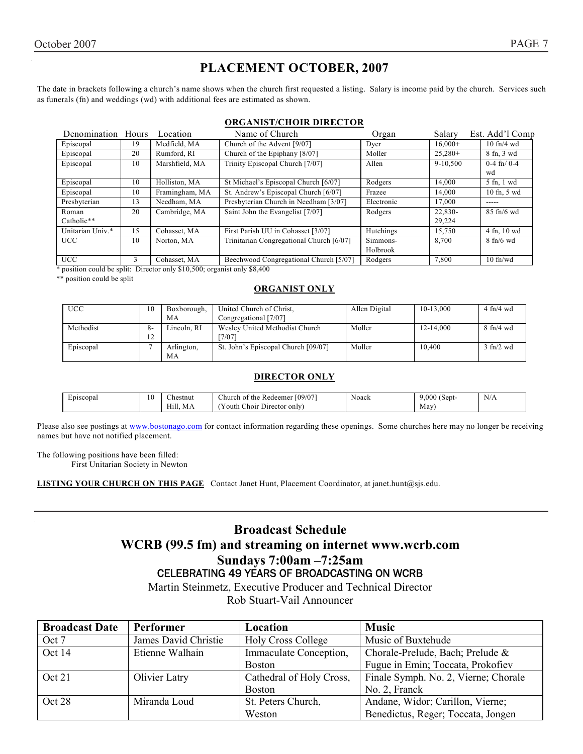# PLACEMENT OCTOBER, 2007

The date in brackets following a church's name shows when the church first requested a listing. Salary is income paid by the church. Services such as funerals (fn) and weddings (wd) with additional fees are estimated as shown.

## ORGANIST/CHOIR DIRECTOR

| Denomination | Hours | Location | Name of Church | Organ | Salary | Est. Add'l Comp |
|---|---|---|---|---|---|---|
| Episcopal | 19 | Medfield, MA | Church of the Advent [9/07] | Dyer | 16,000+ | 10 fn/4 wd |
| Episcopal | 20 | Rumford, RI | Church of the Epiphany [8/07] | Moller | 25,280+ | 8 fn, 3 wd |
| Episcopal | 10 | Marshfield, MA | Trinity Episcopal Church [7/07] | Allen | 9-10,500 | 0-4 fn/ 0-4 wd |
| Episcopal | 10 | Holliston, MA | St Michael's Episcopal Church [6/07] | Rodgers | 14,000 | 5 fn, 1 wd |
| Episcopal | 10 | Framingham, MA | St. Andrew's Episcopal Church [6/07] | Frazee | 14,000 | 10 fn, 5 wd |
| Presbyterian | 13 | Needham, MA | Presbyterian Church in Needham [3/07] | Electronic | 17,000 | ----- |
| Roman Catholic** | 20 | Cambridge, MA | Saint John the Evangelist [7/07] | Rodgers | 22,830-29,224 | 85 fn/6 wd |
| Unitarian Univ.* | 15 | Cohasset, MA | First Parish UU in Cohasset [3/07] | Hutchings | 15,750 | 4 fn, 10 wd |
| UCC | 10 | Norton, MA | Trinitarian Congregational Church [6/07] | Simmons-Holbrook | 8,700 | 8 fn/6 wd |
| UCC | 3 | Cohasset, MA | Beechwood Congregational Church [5/07] | Rodgers | 7,800 | 10 fn/wd |

\* position could be split: Director only $10,500; organist only $8,400

\** position could be split

## ORGANIST ONLY

| Denomination | Hours | Location | Name of Church | Organ | Salary | Est. Add'l Comp |
|---|---|---|---|---|---|---|
| UCC | 10 | Boxborough, MA | United Church of Christ, Congregational [7/07] | Allen Digital | 10-13,000 | 4 fn/4 wd |
| Methodist | 8-12 | Lincoln, RI | Wesley United Methodist Church [7/07] | Moller | 12-14,000 | 8 fn/4 wd |
| Episcopal | 7 | Arlington, MA | St. John's Episcopal Church [09/07] | Moller | 10,400 | 3 fn/2 wd |

## DIRECTOR ONLY

| Denomination | Hours | Location | Name of Church | Organ | Salary | Est. Add'l Comp |
|---|---|---|---|---|---|---|
| Episcopal | 10 | Chestnut Hill, MA | Church of the Redeemer [09/07] (Youth Choir Director only) | Noack | 9,000 (Sept-May) | N/A |

Please also see postings at www.bostonago.com for contact information regarding these openings. Some churches here may no longer be receiving names but have not notified placement.

The following positions have been filled:
First Unitarian Society in Newton

**LISTING YOUR CHURCH ON THIS PAGE** Contact Janet Hunt, Placement Coordinator, at janet.hunt@sjs.edu.

# Broadcast Schedule
# WCRB (99.5 fm) and streaming on internet www.wcrb.com
# Sundays 7:00am –7:25am

CELEBRATING 49 YEARS OF BROADCASTING ON WCRB

Martin Steinmetz, Executive Producer and Technical Director

Rob Stuart-Vail Announcer

| Broadcast Date | Performer | Location | Music |
|---|---|---|---|
| Oct 7 | James David Christie | Holy Cross College | Music of Buxtehude |
| Oct 14 | Etienne Walhain | Immaculate Conception, Boston | Chorale-Prelude, Bach; Prelude & Fugue in Emin; Toccata, Prokofiev |
| Oct 21 | Olivier Latry | Cathedral of Holy Cross, Boston | Finale Symph. No. 2, Vierne; Chorale No. 2, Franck |
| Oct 28 | Miranda Loud | St. Peters Church, Weston | Andane, Widor; Carillon, Vierne; Benedictus, Reger; Toccata, Jongen |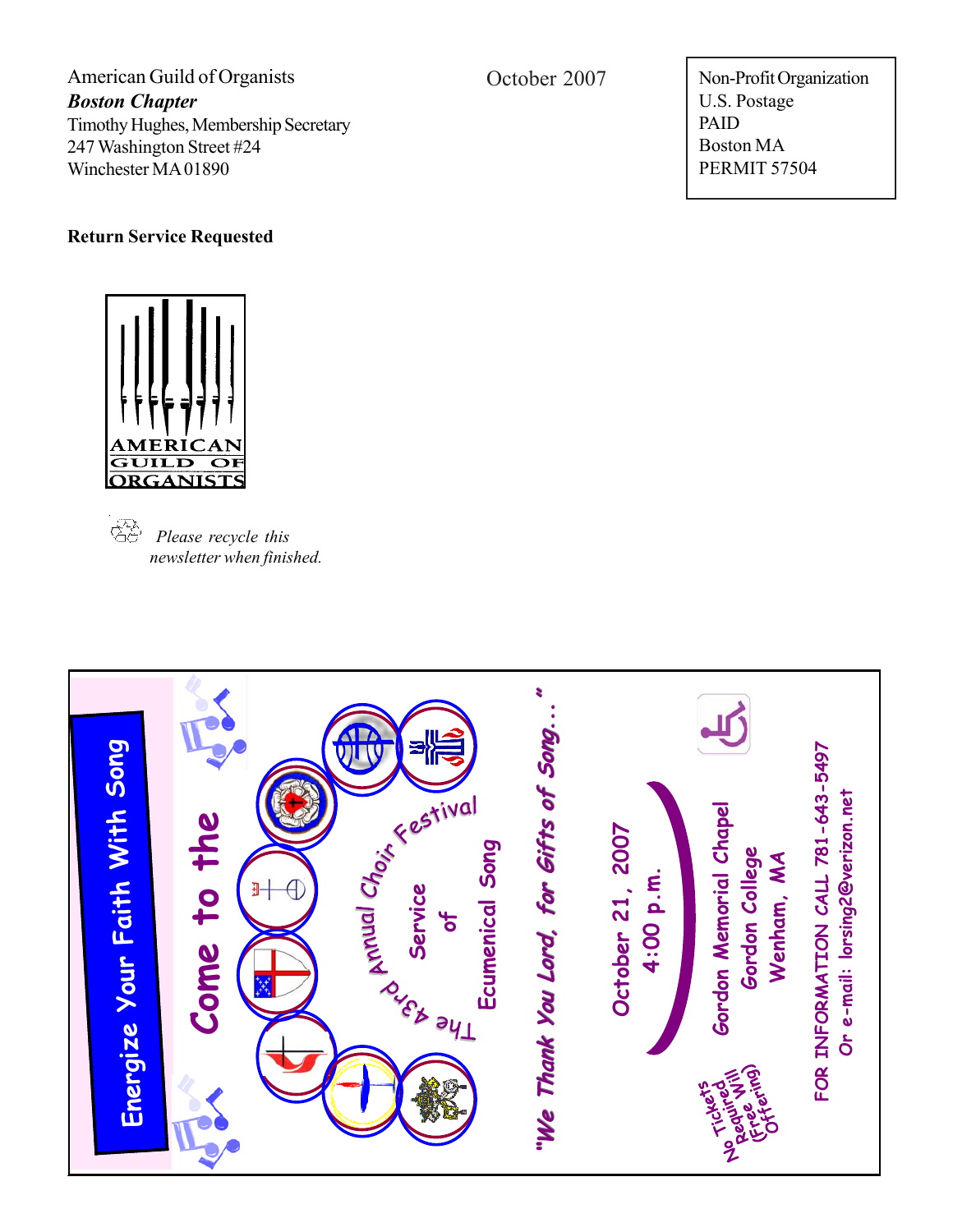American Guild of Organists
***Boston Chapter***
Timothy Hughes, Membership Secretary
247 Washington Street #24
Winchester MA 01890

October 2007

Non-Profit Organization
U.S. Postage
PAID
Boston MA
PERMIT 57504

**Return Service Requested**

AMERICAN GUILD OF ORGANISTS

*Please recycle this newsletter when finished.*

**Energize Your Faith With Song**

**Come to the**

The 43rd Annual Choir Festival

Service of Ecumenical Song

*"We Thank You Lord, for Gifts of Song..."*

October 21, 2007
4:00 p.m.

Gordon Memorial Chapel
Gordon College
Wenham, MA

No Tickets Required
Free Will Offering)

FOR INFORMATION CALL 781-643-5497
Or e-mail: lorsing2@verizon.net